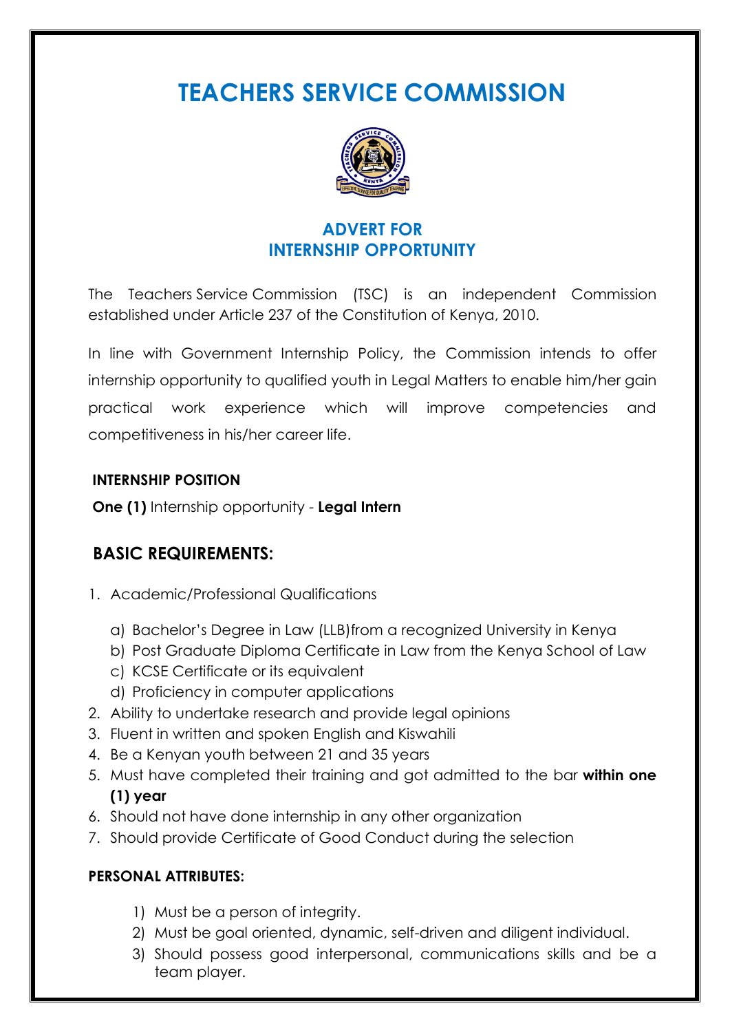# TEACHERS SERVICE COMMISSION

## ADVERT FOR INTERNSHIP OPPORTUNITY

The Teachers Service Commission (TSC) is an independent Commission established under Article 237 of the Constitution of Kenya, 2010.

In line with Government Internship Policy, the Commission intends to offer internship opportunity to qualified youth in Legal Matters to enable him/her gain practical work experience which will improve competencies and competitiveness in his/her career life.

**INTERNSHIP POSITION**

**One (1)** Internship opportunity - **Legal Intern**

## BASIC REQUIREMENTS:

1. Academic/Professional Qualifications
   a) Bachelor's Degree in Law (LLB)from a recognized University in Kenya
   b) Post Graduate Diploma Certificate in Law from the Kenya School of Law
   c) KCSE Certificate or its equivalent
   d) Proficiency in computer applications
2. Ability to undertake research and provide legal opinions
3. Fluent in written and spoken English and Kiswahili
4. Be a Kenyan youth between 21 and 35 years
5. Must have completed their training and got admitted to the bar **within one (1) year**
6. Should not have done internship in any other organization
7. Should provide Certificate of Good Conduct during the selection

**PERSONAL ATTRIBUTES:**

1) Must be a person of integrity.
2) Must be goal oriented, dynamic, self-driven and diligent individual.
3) Should possess good interpersonal, communications skills and be a team player.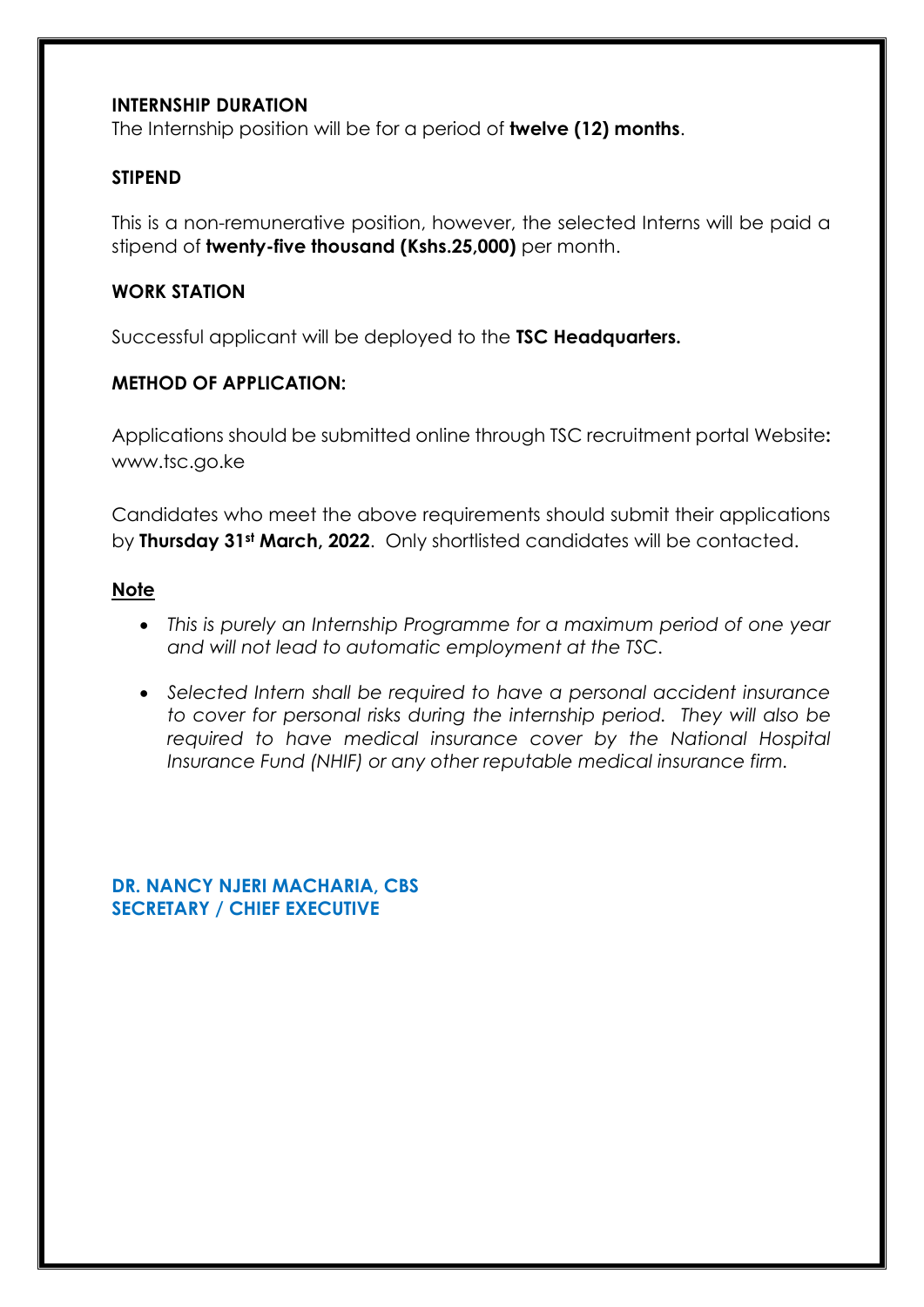**INTERNSHIP DURATION**

The Internship position will be for a period of **twelve (12) months**.

**STIPEND**

This is a non-remunerative position, however, the selected Interns will be paid a stipend of **twenty-five thousand (Kshs.25,000)** per month.

**WORK STATION**

Successful applicant will be deployed to the **TSC Headquarters.**

**METHOD OF APPLICATION:**

Applications should be submitted online through TSC recruitment portal Website**:** www.tsc.go.ke

Candidates who meet the above requirements should submit their applications by **Thursday 31st March, 2022**. Only shortlisted candidates will be contacted.

**Note**

- *This is purely an Internship Programme for a maximum period of one year and will not lead to automatic employment at the TSC.*
- *Selected Intern shall be required to have a personal accident insurance to cover for personal risks during the internship period. They will also be required to have medical insurance cover by the National Hospital Insurance Fund (NHIF) or any other reputable medical insurance firm.*

**DR. NANCY NJERI MACHARIA, CBS**
**SECRETARY / CHIEF EXECUTIVE**